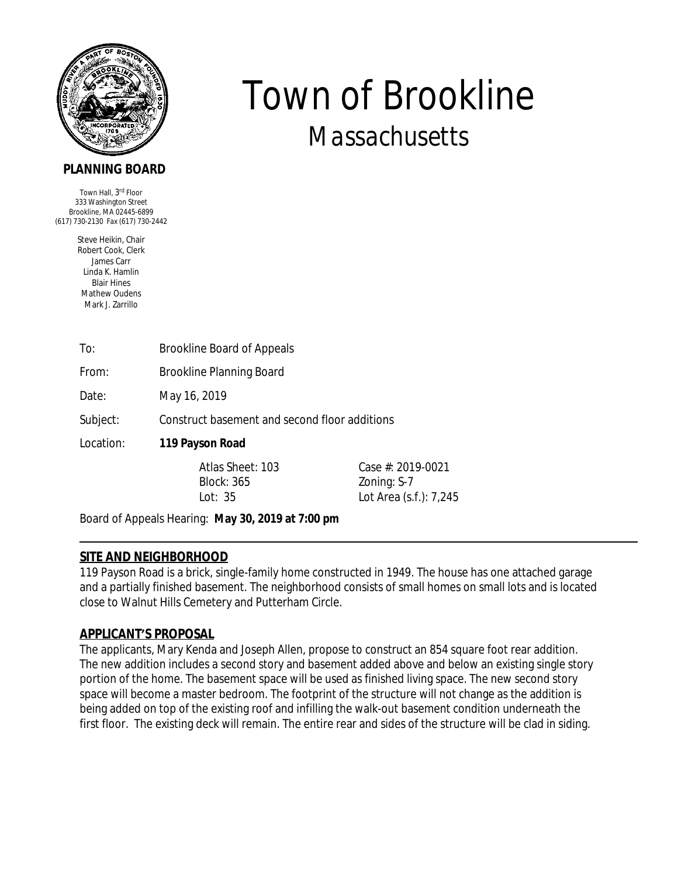# Town of Brookline
## Massachusetts

**PLANNING BOARD**

Town Hall, 3rd Floor
333 Washington Street
Brookline, MA 02445-6899
(617) 730-2130 Fax (617) 730-2442

Steve Heikin, Chair
Robert Cook, Clerk
James Carr
Linda K. Hamlin
Blair Hines
Mathew Oudens
Mark J. Zarrillo

To: Brookline Board of Appeals

From: Brookline Planning Board

Date: May 16, 2019

Subject: Construct basement and second floor additions

Location: **119 Payson Road**

| | |
|---|---|
| Atlas Sheet: 103 | Case #: 2019-0021 |
| Block: 365 | Zoning: S-7 |
| Lot: 35 | Lot Area (s.f.): 7,245 |

Board of Appeals Hearing: **May 30, 2019 at 7:00 pm**

---

## SITE AND NEIGHBORHOOD

119 Payson Road is a brick, single-family home constructed in 1949. The house has one attached garage and a partially finished basement. The neighborhood consists of small homes on small lots and is located close to Walnut Hills Cemetery and Putterham Circle.

## APPLICANT'S PROPOSAL

The applicants, Mary Kenda and Joseph Allen, propose to construct an 854 square foot rear addition. The new addition includes a second story and basement added above and below an existing single story portion of the home. The basement space will be used as finished living space. The new second story space will become a master bedroom. The footprint of the structure will not change as the addition is being added on top of the existing roof and infilling the walk-out basement condition underneath the first floor. The existing deck will remain. The entire rear and sides of the structure will be clad in siding.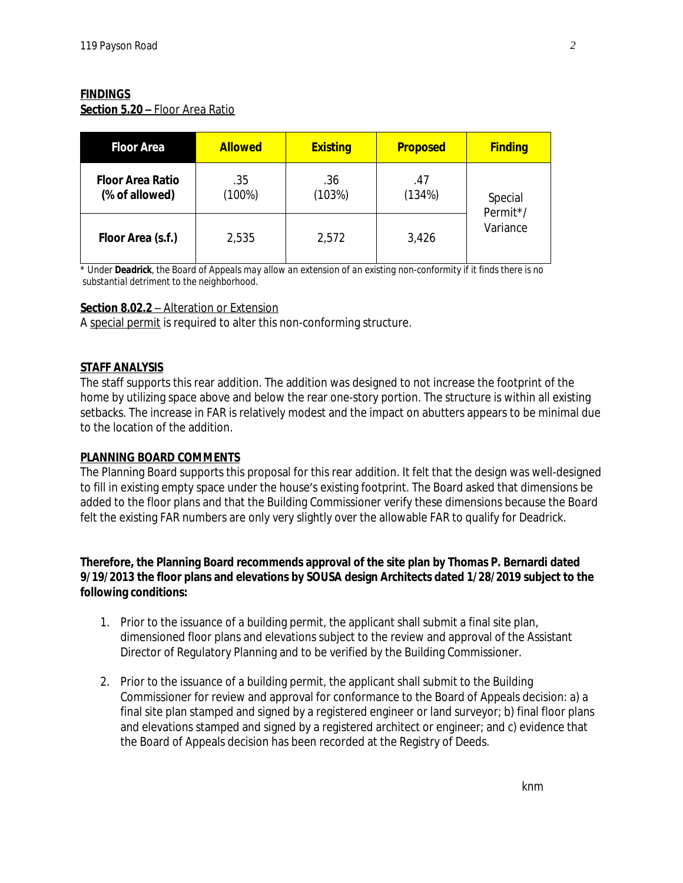**FINDINGS**

**Section 5.20 –** Floor Area Ratio

| Floor Area | Allowed | Existing | Proposed | Finding |
|---|---|---|---|---|
| **Floor Area Ratio (% of allowed)** | .35 (100%) | .36 (103%) | .47 (134%) | Special Permit*/ Variance |
| **Floor Area (s.f.)** | 2,535 | 2,572 | 3,426 | |

\* Under **Deadrick**, the Board of Appeals may allow an extension of an existing non-conformity if it finds there is no substantial detriment to the neighborhood.

**Section 8.02.2** – Alteration or Extension

A special permit is required to alter this non-conforming structure.

**STAFF ANALYSIS**

The staff supports this rear addition. The addition was designed to not increase the footprint of the home by utilizing space above and below the rear one-story portion. The structure is within all existing setbacks. The increase in FAR is relatively modest and the impact on abutters appears to be minimal due to the location of the addition.

**PLANNING BOARD COMMENTS**

The Planning Board supports this proposal for this rear addition. It felt that the design was well-designed to fill in existing empty space under the house's existing footprint. The Board asked that dimensions be added to the floor plans and that the Building Commissioner verify these dimensions because the Board felt the existing FAR numbers are only very slightly over the allowable FAR to qualify for Deadrick.

**Therefore, the Planning Board recommends approval of the site plan by Thomas P. Bernardi dated 9/19/2013 the floor plans and elevations by SOUSA design Architects dated 1/28/2019 subject to the following conditions:**

1. Prior to the issuance of a building permit, the applicant shall submit a final site plan, dimensioned floor plans and elevations subject to the review and approval of the Assistant Director of Regulatory Planning and to be verified by the Building Commissioner.

2. Prior to the issuance of a building permit, the applicant shall submit to the Building Commissioner for review and approval for conformance to the Board of Appeals decision: a) a final site plan stamped and signed by a registered engineer or land surveyor; b) final floor plans and elevations stamped and signed by a registered architect or engineer; and c) evidence that the Board of Appeals decision has been recorded at the Registry of Deeds.

knm